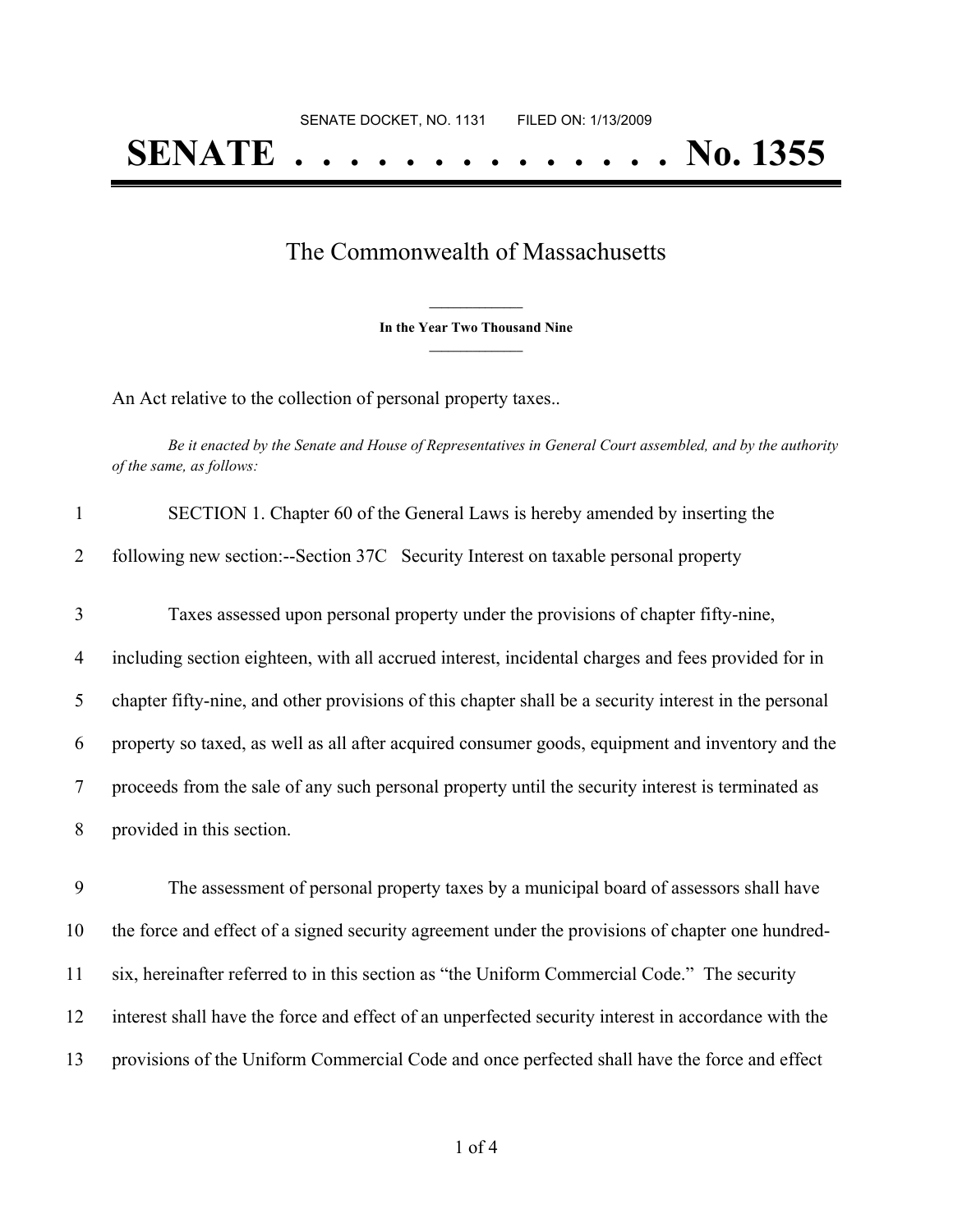SENATE DOCKET, NO. 1131        FILED ON: 1/13/2009

# SENATE . . . . . . . . . . . . . . No. 1355

## The Commonwealth of Massachusetts

**In the Year Two Thousand Nine**

An Act relative to the collection of personal property taxes..

*Be it enacted by the Senate and House of Representatives in General Court assembled, and by the authority of the same, as follows:*

1 SECTION 1. Chapter 60 of the General Laws is hereby amended by inserting the
2 following new section:--Section 37C Security Interest on taxable personal property

3 Taxes assessed upon personal property under the provisions of chapter fifty-nine,
4 including section eighteen, with all accrued interest, incidental charges and fees provided for in
5 chapter fifty-nine, and other provisions of this chapter shall be a security interest in the personal
6 property so taxed, as well as all after acquired consumer goods, equipment and inventory and the
7 proceeds from the sale of any such personal property until the security interest is terminated as
8 provided in this section.

9 The assessment of personal property taxes by a municipal board of assessors shall have
10 the force and effect of a signed security agreement under the provisions of chapter one hundred-
11 six, hereinafter referred to in this section as "the Uniform Commercial Code." The security
12 interest shall have the force and effect of an unperfected security interest in accordance with the
13 provisions of the Uniform Commercial Code and once perfected shall have the force and effect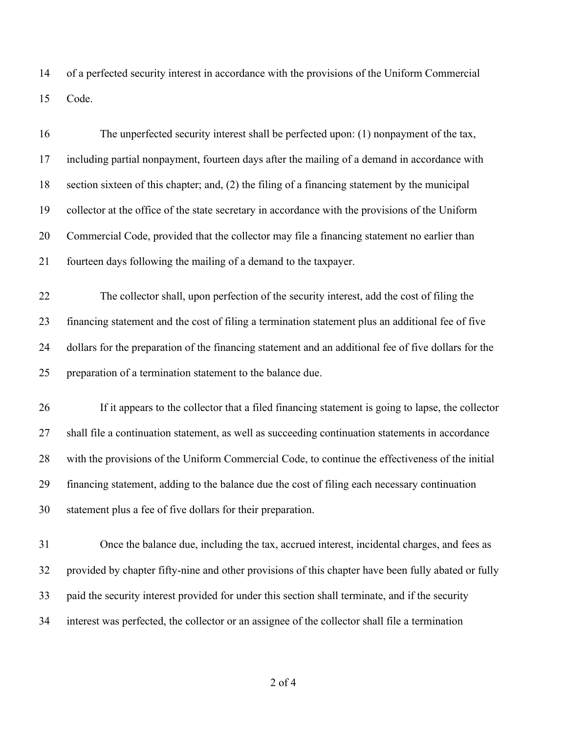of a perfected security interest in accordance with the provisions of the Uniform Commercial Code.

The unperfected security interest shall be perfected upon: (1) nonpayment of the tax, including partial nonpayment, fourteen days after the mailing of a demand in accordance with section sixteen of this chapter; and, (2) the filing of a financing statement by the municipal collector at the office of the state secretary in accordance with the provisions of the Uniform Commercial Code, provided that the collector may file a financing statement no earlier than fourteen days following the mailing of a demand to the taxpayer.

The collector shall, upon perfection of the security interest, add the cost of filing the financing statement and the cost of filing a termination statement plus an additional fee of five dollars for the preparation of the financing statement and an additional fee of five dollars for the preparation of a termination statement to the balance due.

If it appears to the collector that a filed financing statement is going to lapse, the collector shall file a continuation statement, as well as succeeding continuation statements in accordance with the provisions of the Uniform Commercial Code, to continue the effectiveness of the initial financing statement, adding to the balance due the cost of filing each necessary continuation statement plus a fee of five dollars for their preparation.

Once the balance due, including the tax, accrued interest, incidental charges, and fees as provided by chapter fifty-nine and other provisions of this chapter have been fully abated or fully paid the security interest provided for under this section shall terminate, and if the security interest was perfected, the collector or an assignee of the collector shall file a termination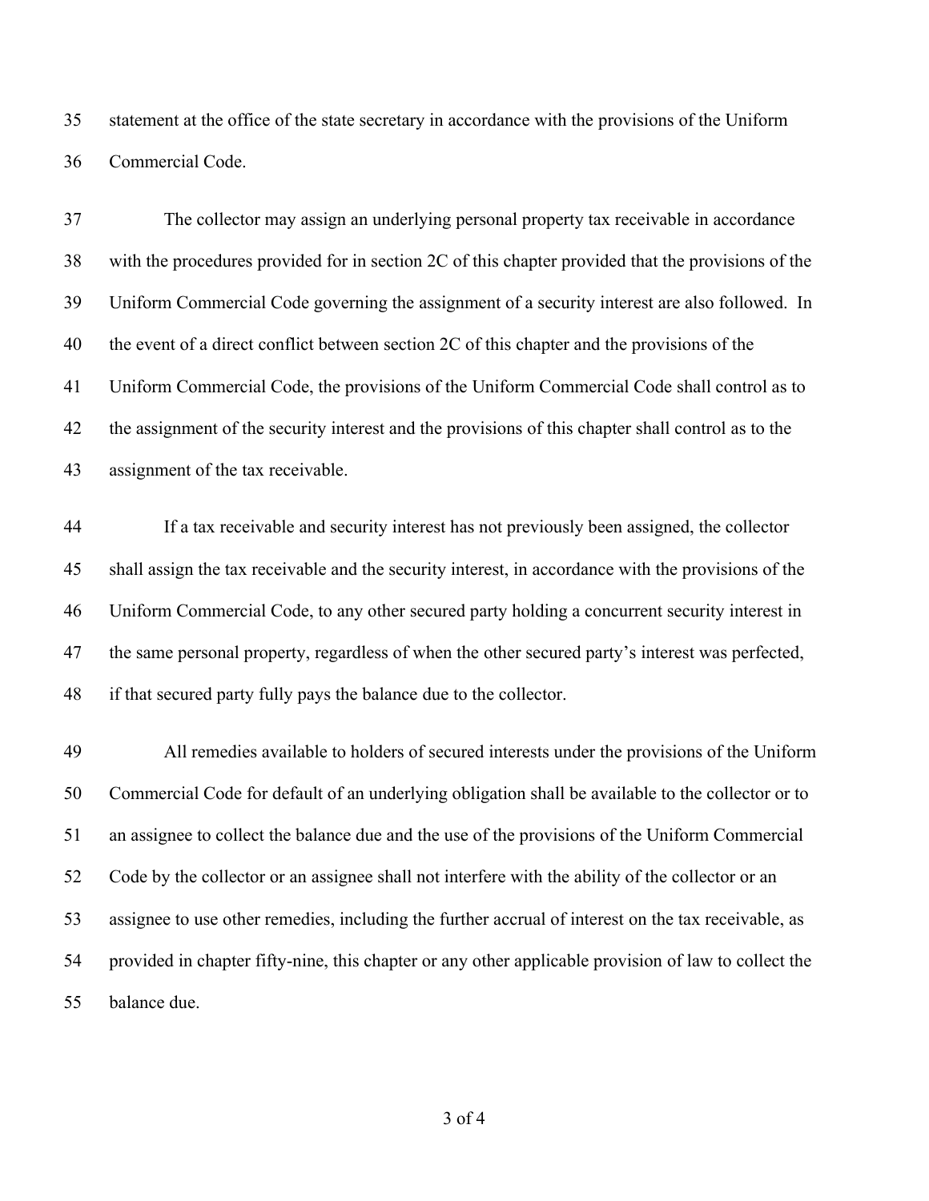statement at the office of the state secretary in accordance with the provisions of the Uniform Commercial Code.

The collector may assign an underlying personal property tax receivable in accordance with the procedures provided for in section 2C of this chapter provided that the provisions of the Uniform Commercial Code governing the assignment of a security interest are also followed. In the event of a direct conflict between section 2C of this chapter and the provisions of the Uniform Commercial Code, the provisions of the Uniform Commercial Code shall control as to the assignment of the security interest and the provisions of this chapter shall control as to the assignment of the tax receivable.

If a tax receivable and security interest has not previously been assigned, the collector shall assign the tax receivable and the security interest, in accordance with the provisions of the Uniform Commercial Code, to any other secured party holding a concurrent security interest in the same personal property, regardless of when the other secured party's interest was perfected, if that secured party fully pays the balance due to the collector.

All remedies available to holders of secured interests under the provisions of the Uniform Commercial Code for default of an underlying obligation shall be available to the collector or to an assignee to collect the balance due and the use of the provisions of the Uniform Commercial Code by the collector or an assignee shall not interfere with the ability of the collector or an assignee to use other remedies, including the further accrual of interest on the tax receivable, as provided in chapter fifty-nine, this chapter or any other applicable provision of law to collect the balance due.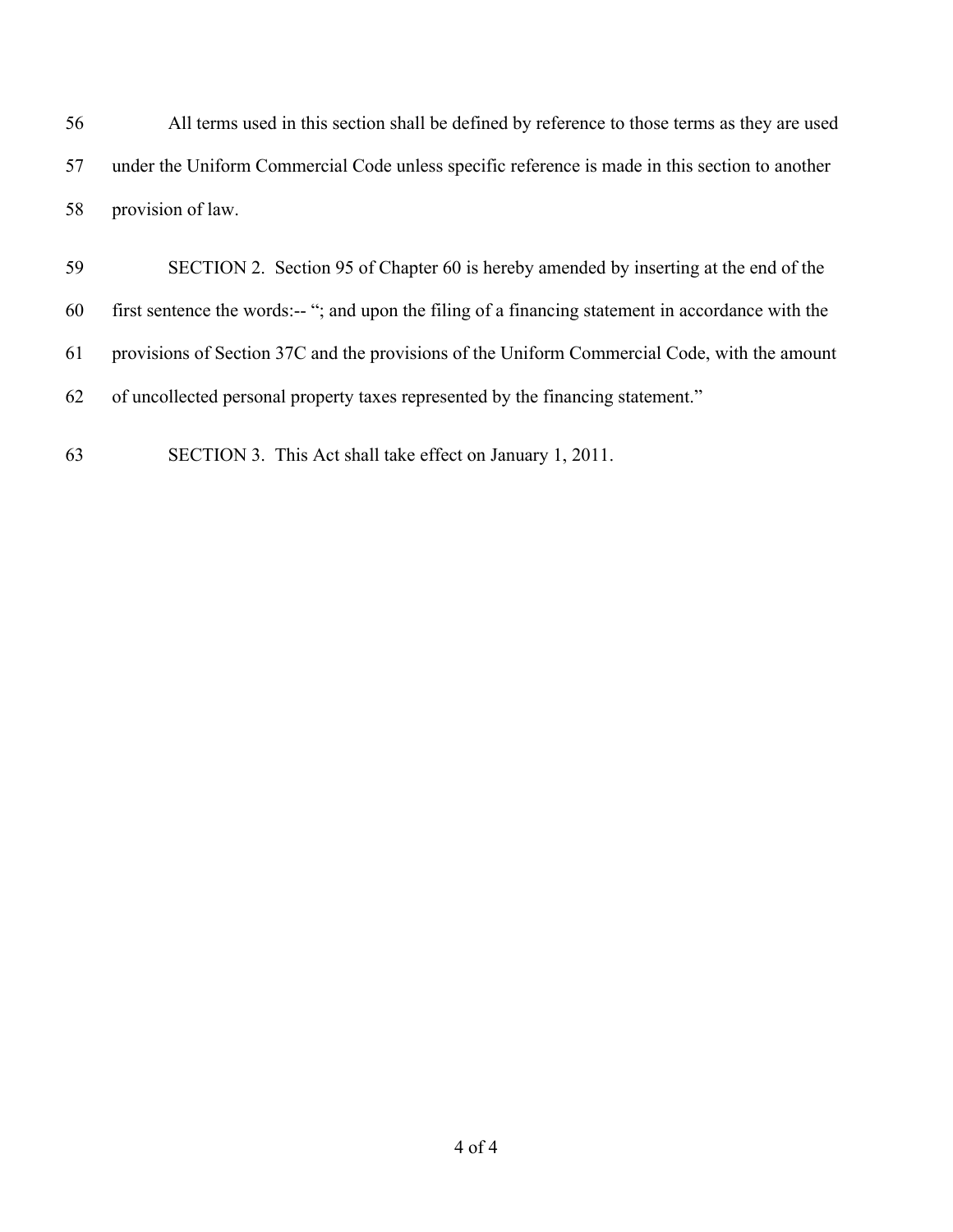All terms used in this section shall be defined by reference to those terms as they are used under the Uniform Commercial Code unless specific reference is made in this section to another provision of law.

SECTION 2. Section 95 of Chapter 60 is hereby amended by inserting at the end of the first sentence the words:-- "; and upon the filing of a financing statement in accordance with the provisions of Section 37C and the provisions of the Uniform Commercial Code, with the amount of uncollected personal property taxes represented by the financing statement."

SECTION 3. This Act shall take effect on January 1, 2011.